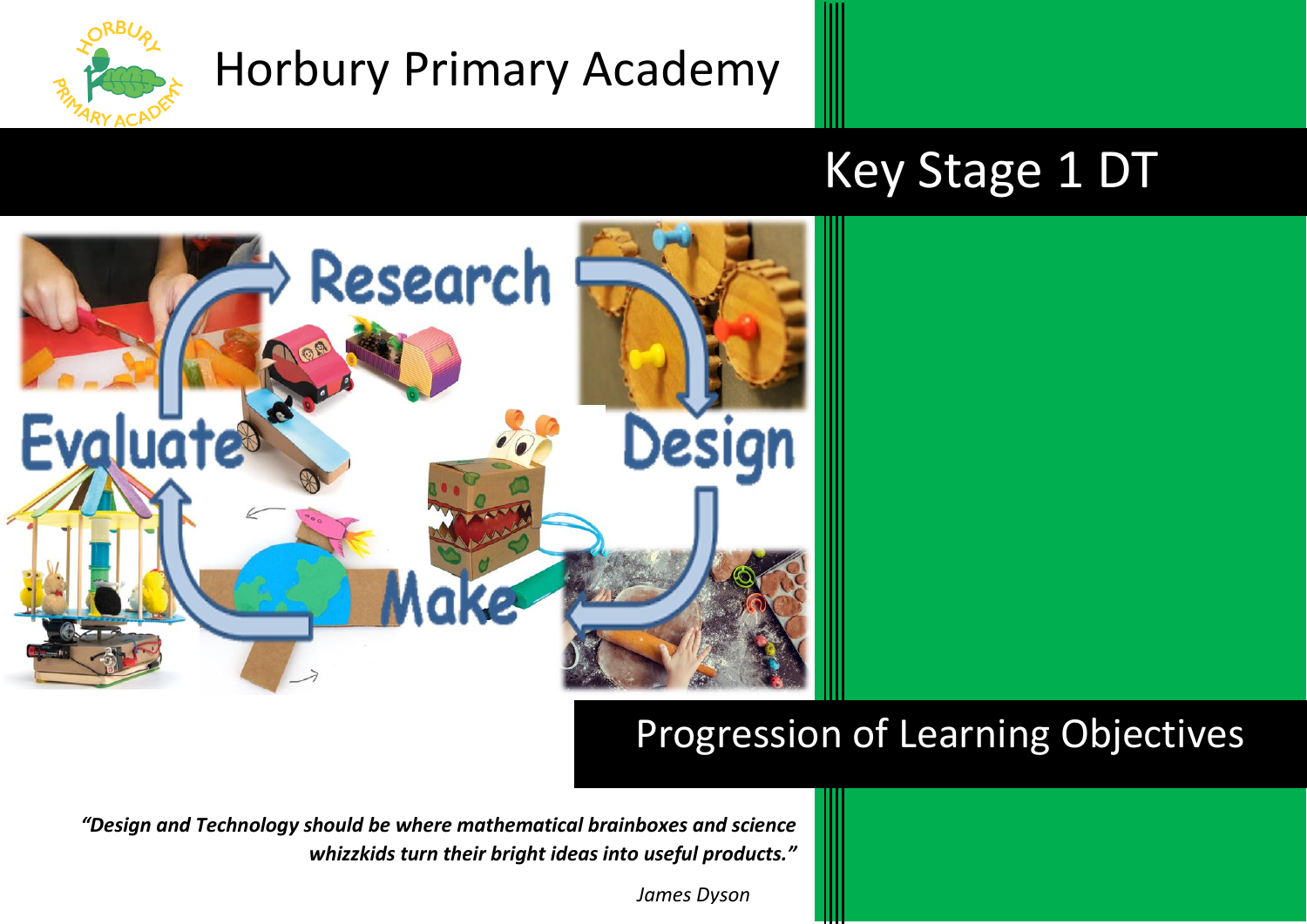# Horbury Primary Academy

## Key Stage 1 DT

## Progression of Learning Objectives

*"Design and Technology should be where mathematical brainboxes and science whizzkids turn their bright ideas into useful products."*

*James Dyson*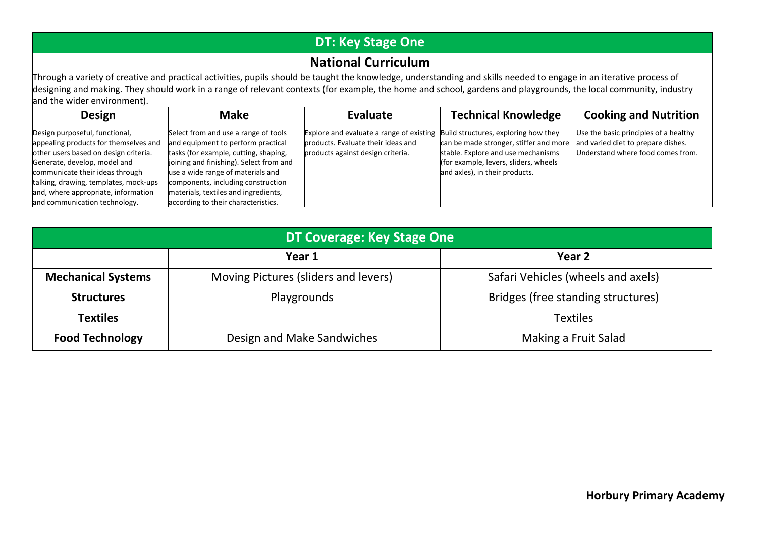# DT: Key Stage One

## National Curriculum

Through a variety of creative and practical activities, pupils should be taught the knowledge, understanding and skills needed to engage in an iterative process of designing and making. They should work in a range of relevant contexts (for example, the home and school, gardens and playgrounds, the local community, industry and the wider environment).

| Design | Make | Evaluate | Technical Knowledge | Cooking and Nutrition |
|---|---|---|---|---|
| Design purposeful, functional, appealing products for themselves and other users based on design criteria. Generate, develop, model and communicate their ideas through talking, drawing, templates, mock-ups and, where appropriate, information and communication technology. | Select from and use a range of tools and equipment to perform practical tasks (for example, cutting, shaping, joining and finishing). Select from and use a wide range of materials and components, including construction materials, textiles and ingredients, according to their characteristics. | Explore and evaluate a range of existing products. Evaluate their ideas and products against design criteria. | Build structures, exploring how they can be made stronger, stiffer and more stable. Explore and use mechanisms (for example, levers, sliders, wheels and axles), in their products. | Use the basic principles of a healthy and varied diet to prepare dishes. Understand where food comes from. |

## DT Coverage: Key Stage One

| | Year 1 | Year 2 |
|---|---|---|
| **Mechanical Systems** | Moving Pictures (sliders and levers) | Safari Vehicles (wheels and axels) |
| **Structures** | Playgrounds | Bridges (free standing structures) |
| **Textiles** | | Textiles |
| **Food Technology** | Design and Make Sandwiches | Making a Fruit Salad |

**Horbury Primary Academy**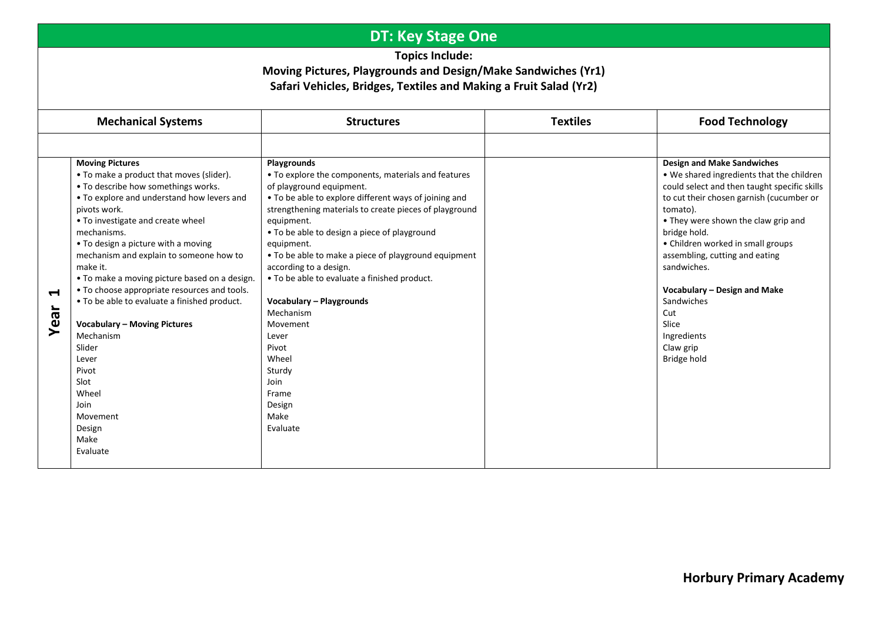# DT: Key Stage One

**Topics Include:**
**Moving Pictures, Playgrounds and Design/Make Sandwiches (Yr1)**
**Safari Vehicles, Bridges, Textiles and Making a Fruit Salad (Yr2)**

| | Mechanical Systems | Structures | Textiles | Food Technology |
|---|---|---|---|---|
| | | | | |
| **Year 1** | **Moving Pictures**<br>• To make a product that moves (slider).<br>• To describe how somethings works.<br>• To explore and understand how levers and pivots work.<br>• To investigate and create wheel mechanisms.<br>• To design a picture with a moving mechanism and explain to someone how to make it.<br>• To make a moving picture based on a design.<br>• To choose appropriate resources and tools.<br>• To be able to evaluate a finished product.<br><br>**Vocabulary – Moving Pictures**<br>Mechanism<br>Slider<br>Lever<br>Pivot<br>Slot<br>Wheel<br>Join<br>Movement<br>Design<br>Make<br>Evaluate | **Playgrounds**<br>• To explore the components, materials and features of playground equipment.<br>• To be able to explore different ways of joining and strengthening materials to create pieces of playground equipment.<br>• To be able to design a piece of playground equipment.<br>• To be able to make a piece of playground equipment according to a design.<br>• To be able to evaluate a finished product.<br><br>**Vocabulary – Playgrounds**<br>Mechanism<br>Movement<br>Lever<br>Pivot<br>Wheel<br>Sturdy<br>Join<br>Frame<br>Design<br>Make<br>Evaluate | | **Design and Make Sandwiches**<br>• We shared ingredients that the children could select and then taught specific skills to cut their chosen garnish (cucumber or tomato).<br>• They were shown the claw grip and bridge hold.<br>• Children worked in small groups assembling, cutting and eating sandwiches.<br><br>**Vocabulary – Design and Make**<br>Sandwiches<br>Cut<br>Slice<br>Ingredients<br>Claw grip<br>Bridge hold |

**Horbury Primary Academy**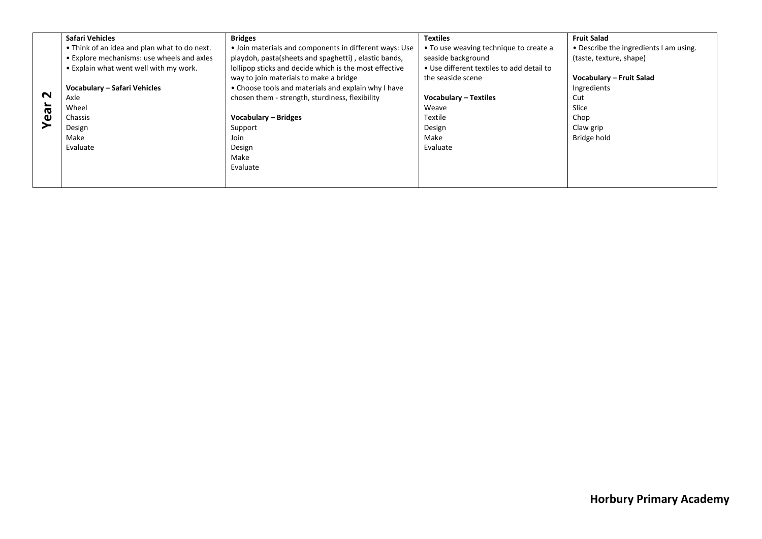| | | | | |
|---|---|---|---|---|
| **Year 2** | **Safari Vehicles**<br>• Think of an idea and plan what to do next.<br>• Explore mechanisms: use wheels and axles<br>• Explain what went well with my work.<br><br>**Vocabulary – Safari Vehicles**<br>Axle<br>Wheel<br>Chassis<br>Design<br>Make<br>Evaluate | **Bridges**<br>• Join materials and components in different ways: Use playdoh, pasta(sheets and spaghetti) , elastic bands, lollipop sticks and decide which is the most effective way to join materials to make a bridge<br>• Choose tools and materials and explain why I have chosen them - strength, sturdiness, flexibility<br><br>**Vocabulary – Bridges**<br>Support<br>Join<br>Design<br>Make<br>Evaluate | **Textiles**<br>• To use weaving technique to create a seaside background<br>• Use different textiles to add detail to the seaside scene<br><br>**Vocabulary – Textiles**<br>Weave<br>Textile<br>Design<br>Make<br>Evaluate | **Fruit Salad**<br>• Describe the ingredients I am using. (taste, texture, shape)<br><br>**Vocabulary – Fruit Salad**<br>Ingredients<br>Cut<br>Slice<br>Chop<br>Claw grip<br>Bridge hold |

**Horbury Primary Academy**